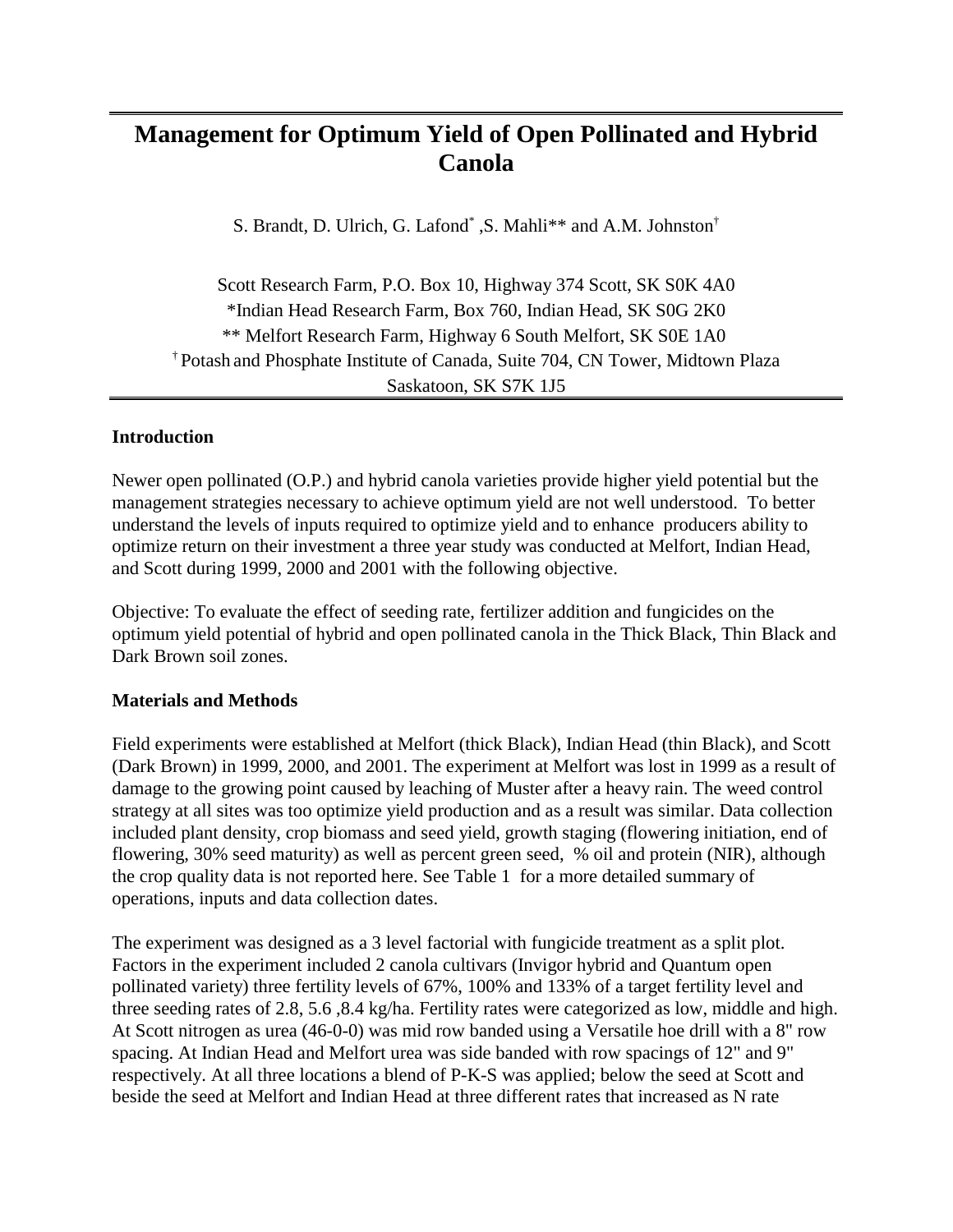# Management for Optimum Yield of Open Pollinated and Hybrid Canola

S. Brandt, D. Ulrich, G. Lafond* ,S. Mahli** and A.M. Johnston†

Scott Research Farm, P.O. Box 10, Highway 374 Scott, SK S0K 4A0
*Indian Head Research Farm, Box 760, Indian Head, SK S0G 2K0
** Melfort Research Farm, Highway 6 South Melfort, SK S0E 1A0
† Potash and Phosphate Institute of Canada, Suite 704, CN Tower, Midtown Plaza Saskatoon, SK S7K 1J5

### Introduction

Newer open pollinated (O.P.) and hybrid canola varieties provide higher yield potential but the management strategies necessary to achieve optimum yield are not well understood. To better understand the levels of inputs required to optimize yield and to enhance producers ability to optimize return on their investment a three year study was conducted at Melfort, Indian Head, and Scott during 1999, 2000 and 2001 with the following objective.

Objective: To evaluate the effect of seeding rate, fertilizer addition and fungicides on the optimum yield potential of hybrid and open pollinated canola in the Thick Black, Thin Black and Dark Brown soil zones.

### Materials and Methods

Field experiments were established at Melfort (thick Black), Indian Head (thin Black), and Scott (Dark Brown) in 1999, 2000, and 2001. The experiment at Melfort was lost in 1999 as a result of damage to the growing point caused by leaching of Muster after a heavy rain. The weed control strategy at all sites was too optimize yield production and as a result was similar. Data collection included plant density, crop biomass and seed yield, growth staging (flowering initiation, end of flowering, 30% seed maturity) as well as percent green seed, % oil and protein (NIR), although the crop quality data is not reported here. See Table 1 for a more detailed summary of operations, inputs and data collection dates.

The experiment was designed as a 3 level factorial with fungicide treatment as a split plot. Factors in the experiment included 2 canola cultivars (Invigor hybrid and Quantum open pollinated variety) three fertility levels of 67%, 100% and 133% of a target fertility level and three seeding rates of 2.8, 5.6 ,8.4 kg/ha. Fertility rates were categorized as low, middle and high. At Scott nitrogen as urea (46-0-0) was mid row banded using a Versatile hoe drill with a 8" row spacing. At Indian Head and Melfort urea was side banded with row spacings of 12" and 9" respectively. At all three locations a blend of P-K-S was applied; below the seed at Scott and beside the seed at Melfort and Indian Head at three different rates that increased as N rate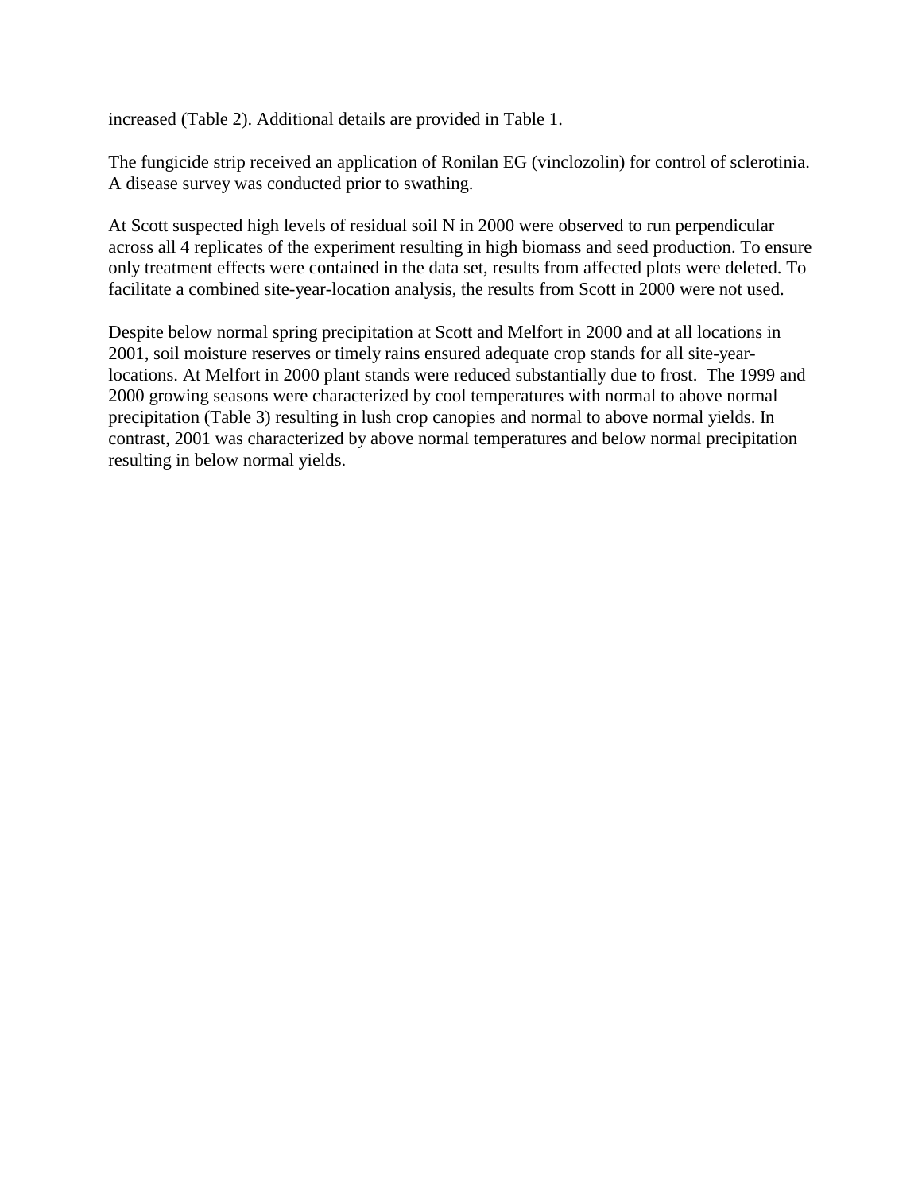increased (Table 2). Additional details are provided in Table 1.

The fungicide strip received an application of Ronilan EG (vinclozolin) for control of sclerotinia. A disease survey was conducted prior to swathing.

At Scott suspected high levels of residual soil N in 2000 were observed to run perpendicular across all 4 replicates of the experiment resulting in high biomass and seed production. To ensure only treatment effects were contained in the data set, results from affected plots were deleted. To facilitate a combined site-year-location analysis, the results from Scott in 2000 were not used.

Despite below normal spring precipitation at Scott and Melfort in 2000 and at all locations in 2001, soil moisture reserves or timely rains ensured adequate crop stands for all site-year-locations. At Melfort in 2000 plant stands were reduced substantially due to frost. The 1999 and 2000 growing seasons were characterized by cool temperatures with normal to above normal precipitation (Table 3) resulting in lush crop canopies and normal to above normal yields. In contrast, 2001 was characterized by above normal temperatures and below normal precipitation resulting in below normal yields.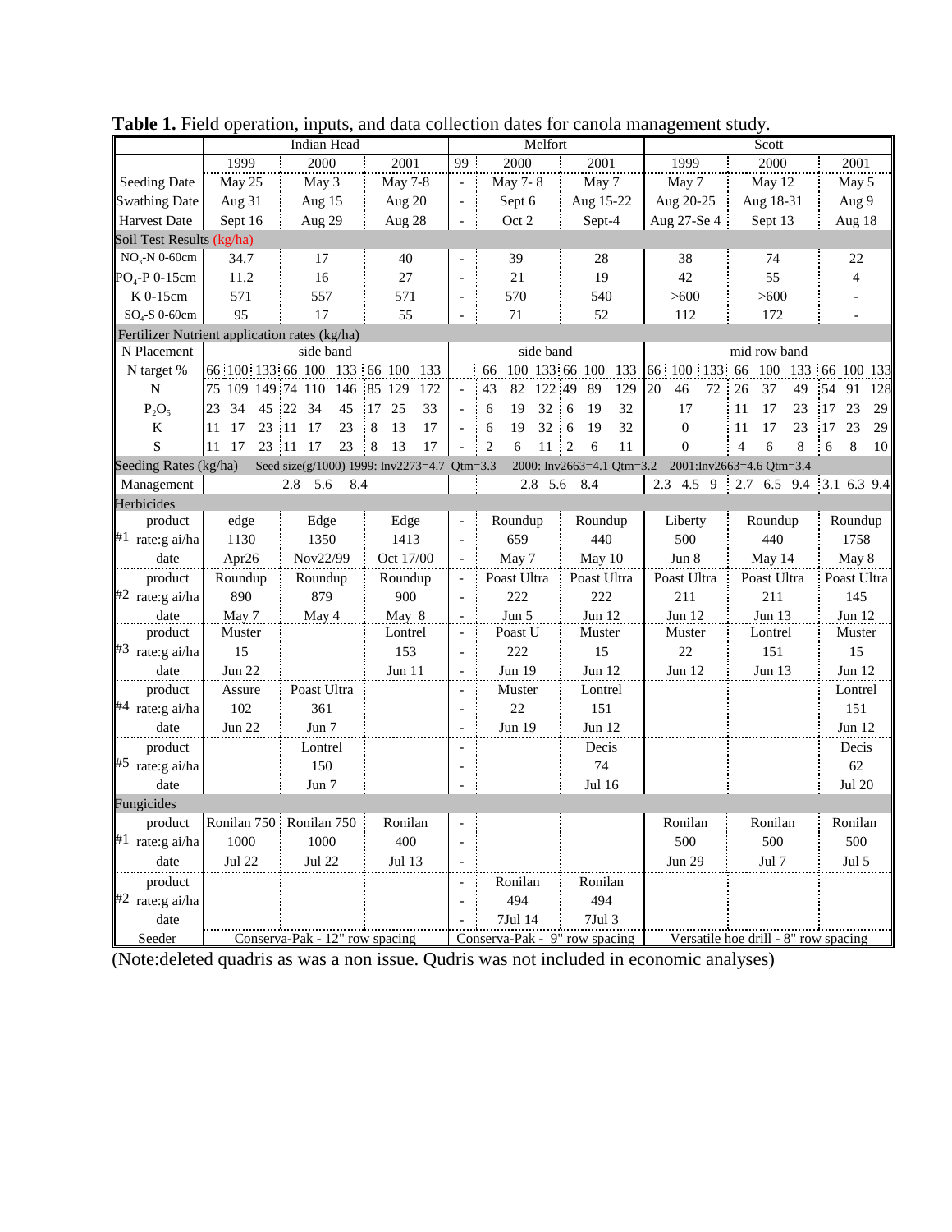**Table 1.** Field operation, inputs, and data collection dates for canola management study.

| | Indian Head | | | Melfort | | | Scott | | |
|---|---|---|---|---|---|---|---|---|---|
| | 1999 | 2000 | 2001 | 99 | 2000 | 2001 | 1999 | 2000 | 2001 |
| Seeding Date | May 25 | May 3 | May 7-8 | - | May 7- 8 | May 7 | May 7 | May 12 | May 5 |
| Swathing Date | Aug 31 | Aug 15 | Aug 20 | - | Sept 6 | Aug 15-22 | Aug 20-25 | Aug 18-31 | Aug 9 |
| Harvest Date | Sept 16 | Aug 29 | Aug 28 | - | Oct 2 | Sept-4 | Aug 27-Se 4 | Sept 13 | Aug 18 |
| **Soil Test Results (kg/ha)** | | | | | | | | | |
| $NO_3$-N 0-60cm | 34.7 | 17 | 40 | - | 39 | 28 | 38 | 74 | 22 |
| $PO_4$-P 0-15cm | 11.2 | 16 | 27 | - | 21 | 19 | 42 | 55 | 4 |
| K 0-15cm | 571 | 557 | 571 | - | 570 | 540 | >600 | >600 | - |
| $SO_4$-S 0-60cm | 95 | 17 | 55 | - | 71 | 52 | 112 | 172 | - |
| **Fertilizer Nutrient application rates (kg/ha)** | | | | | | | | | |
| N Placement | side band | | | side band | | | mid row band | | |
| N target % | 66 100 133 | 66 100 133 | 66 100 133 | | 66 100 133 | 66 100 133 | 66 100 133 | 66 100 133 | 66 100 133 |
| N | 75 109 149 | 74 110 146 | 85 129 172 | - | 43 82 122 | 49 89 129 | 20 46 72 | 26 37 49 | 54 91 128 |
| $P_2O_5$ | 23 34 45 | 22 34 45 | 17 25 33 | - | 6 19 32 | 6 19 32 | 17 | 11 17 23 | 17 23 29 |
| K | 11 17 23 | 11 17 23 | 8 13 17 | - | 6 19 32 | 6 19 32 | 0 | 11 17 23 | 17 23 29 |
| S | 11 17 23 | 11 17 23 | 8 13 17 | - | 2 6 11 | 2 6 11 | 0 | 4 6 8 | 6 8 10 |
| **Seeding Rates (kg/ha)** Seed size(g/1000) 1999: Inv2273=4.7 Qtm=3.3 2000: Inv2663=4.1 Qtm=3.2 2001:Inv2663=4.6 Qtm=3.4 | | | | | | | | | |
| Management | 2.8 5.6 8.4 | | | | 2.8 5.6 8.4 | | 2.3 4.5 9 | 2.7 6.5 9.4 | 3.1 6.3 9.4 |
| **Herbicides** | | | | | | | | | |
| #1 product | edge | Edge | Edge | - | Roundup | Roundup | Liberty | Roundup | Roundup |
| #1 rate:g ai/ha | 1130 | 1350 | 1413 | - | 659 | 440 | 500 | 440 | 1758 |
| #1 date | Apr26 | Nov22/99 | Oct 17/00 | - | May 7 | May 10 | Jun 8 | May 14 | May 8 |
| #2 product | Roundup | Roundup | Roundup | - | Poast Ultra | Poast Ultra | Poast Ultra | Poast Ultra | Poast Ultra |
| #2 rate:g ai/ha | 890 | 879 | 900 | - | 222 | 222 | 211 | 211 | 145 |
| #2 date | May 7 | May 4 | May 8 | - | Jun 5 | Jun 12 | Jun 12 | Jun 13 | Jun 12 |
| #3 product | Muster | | Lontrel | - | Poast U | Muster | Muster | Lontrel | Muster |
| #3 rate:g ai/ha | 15 | | 153 | - | 222 | 15 | 22 | 151 | 15 |
| #3 date | Jun 22 | | Jun 11 | - | Jun 19 | Jun 12 | Jun 12 | Jun 13 | Jun 12 |
| #4 product | Assure | Poast Ultra | | - | Muster | Lontrel | | | Lontrel |
| #4 rate:g ai/ha | 102 | 361 | | - | 22 | 151 | | | 151 |
| #4 date | Jun 22 | Jun 7 | | - | Jun 19 | Jun 12 | | | Jun 12 |
| #5 product | | Lontrel | | - | | Decis | | | Decis |
| #5 rate:g ai/ha | | 150 | | - | | 74 | | | 62 |
| #5 date | | Jun 7 | | - | | Jul 16 | | | Jul 20 |
| **Fungicides** | | | | | | | | | |
| #1 product | Ronilan 750 | Ronilan 750 | Ronilan | - | | | Ronilan | Ronilan | Ronilan |
| #1 rate:g ai/ha | 1000 | 1000 | 400 | - | | | 500 | 500 | 500 |
| #1 date | Jul 22 | Jul 22 | Jul 13 | - | | | Jun 29 | Jul 7 | Jul 5 |
| #2 product | | | | - | Ronilan | Ronilan | | | |
| #2 rate:g ai/ha | | | | - | 494 | 494 | | | |
| #2 date | | | | - | 7Jul 14 | 7Jul 3 | | | |
| Seeder | Conserva-Pak - 12" row spacing | | | Conserva-Pak - 9" row spacing | | | Versatile hoe drill - 8" row spacing | | |

(Note:deleted quadris as was a non issue. Qudris was not included in economic analyses)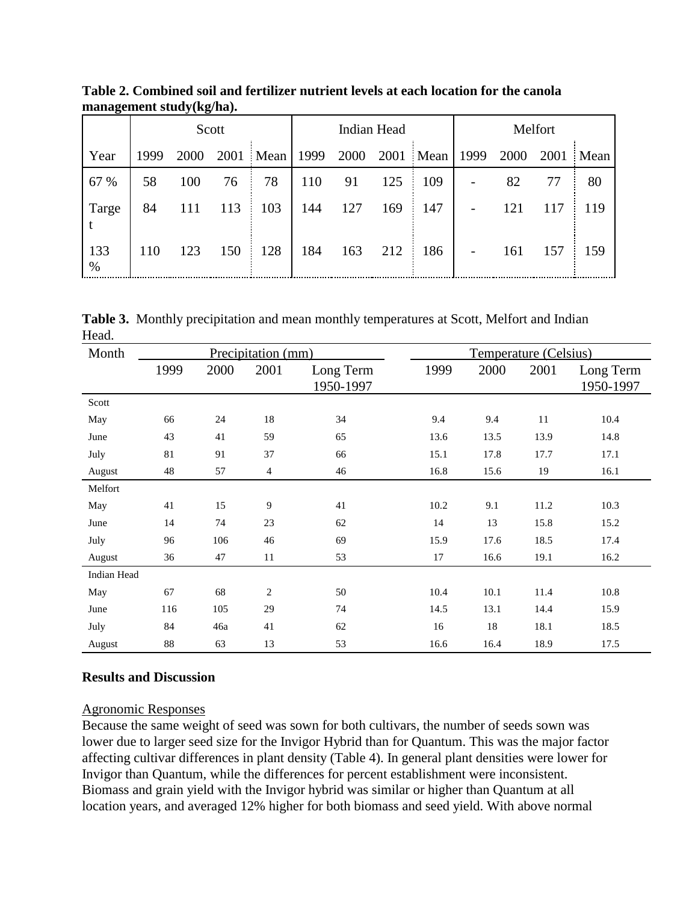**Table 2. Combined soil and fertilizer nutrient levels at each location for the canola management study(kg/ha).**

| | Scott | | | | Indian Head | | | | Melfort | | | |
|---|---|---|---|---|---|---|---|---|---|---|---|---|
| Year | 1999 | 2000 | 2001 | Mean | 1999 | 2000 | 2001 | Mean | 1999 | 2000 | 2001 | Mean |
| 67 % | 58 | 100 | 76 | 78 | 110 | 91 | 125 | 109 | - | 82 | 77 | 80 |
| Target | 84 | 111 | 113 | 103 | 144 | 127 | 169 | 147 | - | 121 | 117 | 119 |
| 133 % | 110 | 123 | 150 | 128 | 184 | 163 | 212 | 186 | - | 161 | 157 | 159 |

**Table 3.** Monthly precipitation and mean monthly temperatures at Scott, Melfort and Indian Head.

| Month | Precipitation (mm) | | | | Temperature (Celsius) | | | |
|---|---|---|---|---|---|---|---|---|
| | 1999 | 2000 | 2001 | Long Term 1950-1997 | 1999 | 2000 | 2001 | Long Term 1950-1997 |
| Scott | | | | | | | | |
| May | 66 | 24 | 18 | 34 | 9.4 | 9.4 | 11 | 10.4 |
| June | 43 | 41 | 59 | 65 | 13.6 | 13.5 | 13.9 | 14.8 |
| July | 81 | 91 | 37 | 66 | 15.1 | 17.8 | 17.7 | 17.1 |
| August | 48 | 57 | 4 | 46 | 16.8 | 15.6 | 19 | 16.1 |
| Melfort | | | | | | | | |
| May | 41 | 15 | 9 | 41 | 10.2 | 9.1 | 11.2 | 10.3 |
| June | 14 | 74 | 23 | 62 | 14 | 13 | 15.8 | 15.2 |
| July | 96 | 106 | 46 | 69 | 15.9 | 17.6 | 18.5 | 17.4 |
| August | 36 | 47 | 11 | 53 | 17 | 16.6 | 19.1 | 16.2 |
| Indian Head | | | | | | | | |
| May | 67 | 68 | 2 | 50 | 10.4 | 10.1 | 11.4 | 10.8 |
| June | 116 | 105 | 29 | 74 | 14.5 | 13.1 | 14.4 | 15.9 |
| July | 84 | 46a | 41 | 62 | 16 | 18 | 18.1 | 18.5 |
| August | 88 | 63 | 13 | 53 | 16.6 | 16.4 | 18.9 | 17.5 |

## Results and Discussion

Agronomic Responses

Because the same weight of seed was sown for both cultivars, the number of seeds sown was lower due to larger seed size for the Invigor Hybrid than for Quantum. This was the major factor affecting cultivar differences in plant density (Table 4). In general plant densities were lower for Invigor than Quantum, while the differences for percent establishment were inconsistent. Biomass and grain yield with the Invigor hybrid was similar or higher than Quantum at all location years, and averaged 12% higher for both biomass and seed yield. With above normal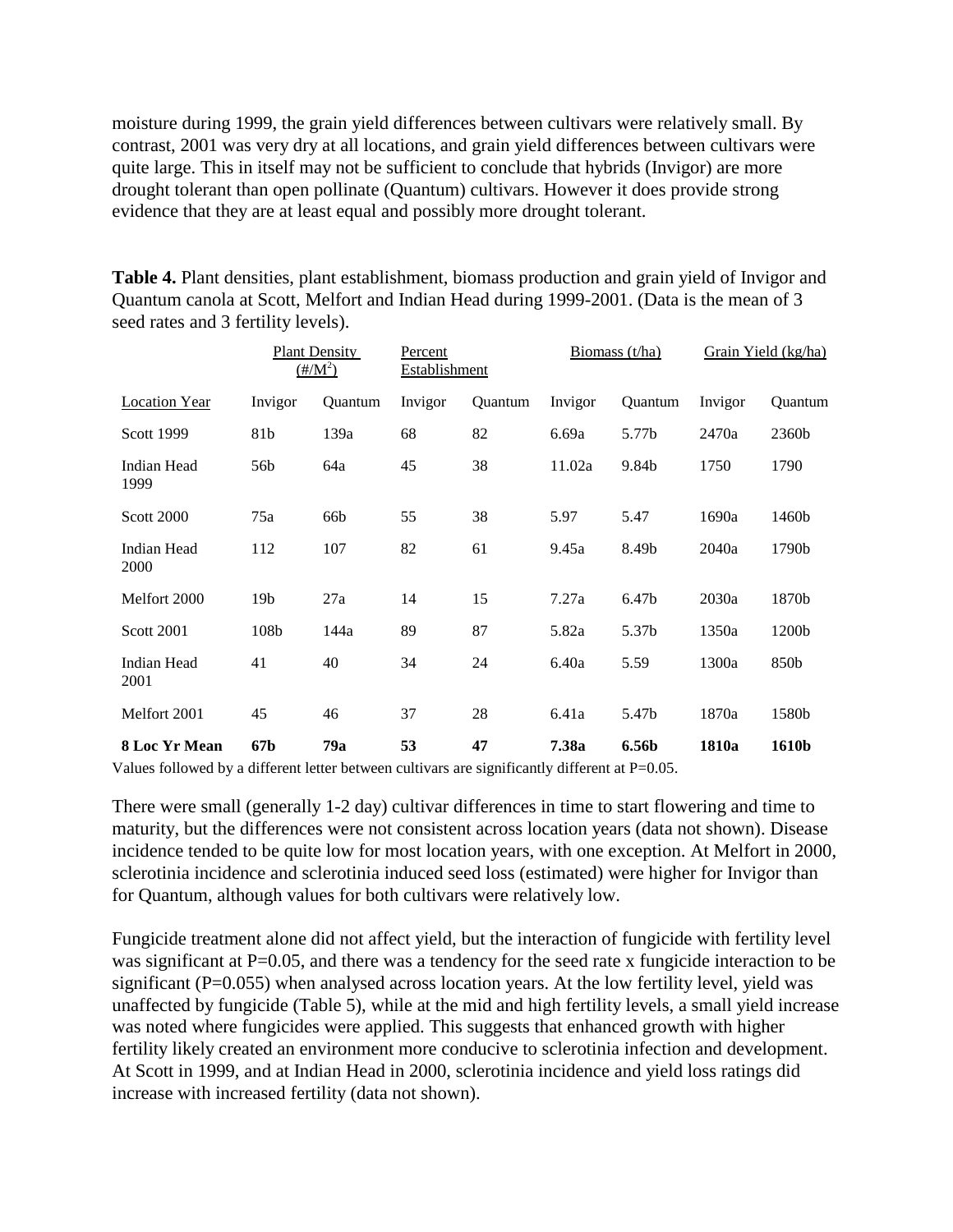moisture during 1999, the grain yield differences between cultivars were relatively small. By contrast, 2001 was very dry at all locations, and grain yield differences between cultivars were quite large. This in itself may not be sufficient to conclude that hybrids (Invigor) are more drought tolerant than open pollinate (Quantum) cultivars. However it does provide strong evidence that they are at least equal and possibly more drought tolerant.

**Table 4.** Plant densities, plant establishment, biomass production and grain yield of Invigor and Quantum canola at Scott, Melfort and Indian Head during 1999-2001. (Data is the mean of 3 seed rates and 3 fertility levels).

| | Plant Density ($\#/M^2$) | | Percent Establishment | | Biomass (t/ha) | | Grain Yield (kg/ha) | |
|---|---|---|---|---|---|---|---|---|
| Location Year | Invigor | Quantum | Invigor | Quantum | Invigor | Quantum | Invigor | Quantum |
| Scott 1999 | 81b | 139a | 68 | 82 | 6.69a | 5.77b | 2470a | 2360b |
| Indian Head 1999 | 56b | 64a | 45 | 38 | 11.02a | 9.84b | 1750 | 1790 |
| Scott 2000 | 75a | 66b | 55 | 38 | 5.97 | 5.47 | 1690a | 1460b |
| Indian Head 2000 | 112 | 107 | 82 | 61 | 9.45a | 8.49b | 2040a | 1790b |
| Melfort 2000 | 19b | 27a | 14 | 15 | 7.27a | 6.47b | 2030a | 1870b |
| Scott 2001 | 108b | 144a | 89 | 87 | 5.82a | 5.37b | 1350a | 1200b |
| Indian Head 2001 | 41 | 40 | 34 | 24 | 6.40a | 5.59 | 1300a | 850b |
| Melfort 2001 | 45 | 46 | 37 | 28 | 6.41a | 5.47b | 1870a | 1580b |
| **8 Loc Yr Mean** | **67b** | **79a** | **53** | **47** | **7.38a** | **6.56b** | **1810a** | **1610b** |

Values followed by a different letter between cultivars are significantly different at P=0.05.

There were small (generally 1-2 day) cultivar differences in time to start flowering and time to maturity, but the differences were not consistent across location years (data not shown). Disease incidence tended to be quite low for most location years, with one exception. At Melfort in 2000, sclerotinia incidence and sclerotinia induced seed loss (estimated) were higher for Invigor than for Quantum, although values for both cultivars were relatively low.

Fungicide treatment alone did not affect yield, but the interaction of fungicide with fertility level was significant at P=0.05, and there was a tendency for the seed rate x fungicide interaction to be significant (P=0.055) when analysed across location years. At the low fertility level, yield was unaffected by fungicide (Table 5), while at the mid and high fertility levels, a small yield increase was noted where fungicides were applied. This suggests that enhanced growth with higher fertility likely created an environment more conducive to sclerotinia infection and development. At Scott in 1999, and at Indian Head in 2000, sclerotinia incidence and yield loss ratings did increase with increased fertility (data not shown).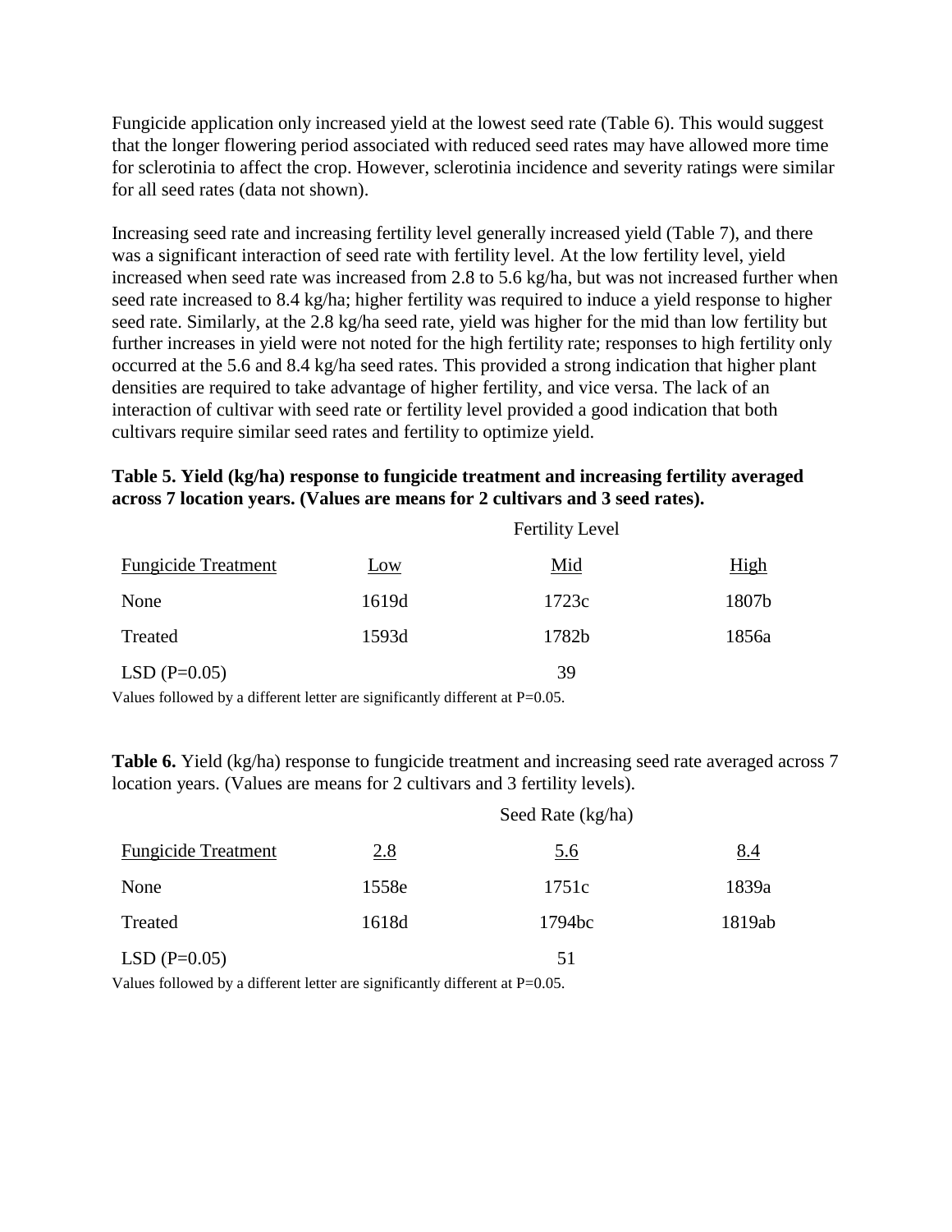Fungicide application only increased yield at the lowest seed rate (Table 6). This would suggest that the longer flowering period associated with reduced seed rates may have allowed more time for sclerotinia to affect the crop. However, sclerotinia incidence and severity ratings were similar for all seed rates (data not shown).

Increasing seed rate and increasing fertility level generally increased yield (Table 7), and there was a significant interaction of seed rate with fertility level. At the low fertility level, yield increased when seed rate was increased from 2.8 to 5.6 kg/ha, but was not increased further when seed rate increased to 8.4 kg/ha; higher fertility was required to induce a yield response to higher seed rate. Similarly, at the 2.8 kg/ha seed rate, yield was higher for the mid than low fertility but further increases in yield were not noted for the high fertility rate; responses to high fertility only occurred at the 5.6 and 8.4 kg/ha seed rates. This provided a strong indication that higher plant densities are required to take advantage of higher fertility, and vice versa. The lack of an interaction of cultivar with seed rate or fertility level provided a good indication that both cultivars require similar seed rates and fertility to optimize yield.

**Table 5. Yield (kg/ha) response to fungicide treatment and increasing fertility averaged across 7 location years. (Values are means for 2 cultivars and 3 seed rates).**

| | Fertility Level | | |
|---|---|---|---|
| Fungicide Treatment | Low | Mid | High |
| None | 1619d | 1723c | 1807b |
| Treated | 1593d | 1782b | 1856a |
| LSD (P=0.05) | | 39 | |

Values followed by a different letter are significantly different at P=0.05.

**Table 6.** Yield (kg/ha) response to fungicide treatment and increasing seed rate averaged across 7 location years. (Values are means for 2 cultivars and 3 fertility levels).

| | Seed Rate (kg/ha) | | |
|---|---|---|---|
| Fungicide Treatment | 2.8 | 5.6 | 8.4 |
| None | 1558e | 1751c | 1839a |
| Treated | 1618d | 1794bc | 1819ab |
| LSD (P=0.05) | | 51 | |

Values followed by a different letter are significantly different at P=0.05.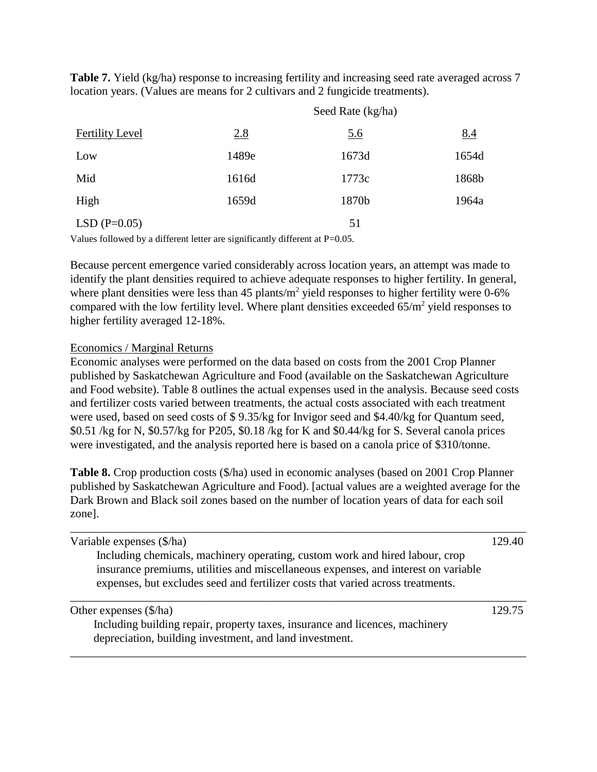**Table 7.** Yield (kg/ha) response to increasing fertility and increasing seed rate averaged across 7 location years. (Values are means for 2 cultivars and 2 fungicide treatments).

| | Seed Rate (kg/ha) | | |
|---|---|---|---|
| Fertility Level | 2.8 | 5.6 | 8.4 |
| Low | 1489e | 1673d | 1654d |
| Mid | 1616d | 1773c | 1868b |
| High | 1659d | 1870b | 1964a |
| LSD (P=0.05) | | 51 | |

Values followed by a different letter are significantly different at P=0.05.

Because percent emergence varied considerably across location years, an attempt was made to identify the plant densities required to achieve adequate responses to higher fertility. In general, where plant densities were less than 45 plants/$m^2$ yield responses to higher fertility were 0-6% compared with the low fertility level. Where plant densities exceeded 65/$m^2$ yield responses to higher fertility averaged 12-18%.

Economics / Marginal Returns

Economic analyses were performed on the data based on costs from the 2001 Crop Planner published by Saskatchewan Agriculture and Food (available on the Saskatchewan Agriculture and Food website). Table 8 outlines the actual expenses used in the analysis. Because seed costs and fertilizer costs varied between treatments, the actual costs associated with each treatment were used, based on seed costs of $ 9.35/kg for Invigor seed and $4.40/kg for Quantum seed, $0.51 /kg for N, $0.57/kg for P205, $0.18 /kg for K and $0.44/kg for S. Several canola prices were investigated, and the analysis reported here is based on a canola price of $310/tonne.

**Table 8.** Crop production costs ($/ha) used in economic analyses (based on 2001 Crop Planner published by Saskatchewan Agriculture and Food). [actual values are a weighted average for the Dark Brown and Black soil zones based on the number of location years of data for each soil zone].

| | |
|---|---|
| Variable expenses ($/ha)<br>Including chemicals, machinery operating, custom work and hired labour, crop insurance premiums, utilities and miscellaneous expenses, and interest on variable expenses, but excludes seed and fertilizer costs that varied across treatments. | 129.40 |
| Other expenses ($/ha)<br>Including building repair, property taxes, insurance and licences, machinery depreciation, building investment, and land investment. | 129.75 |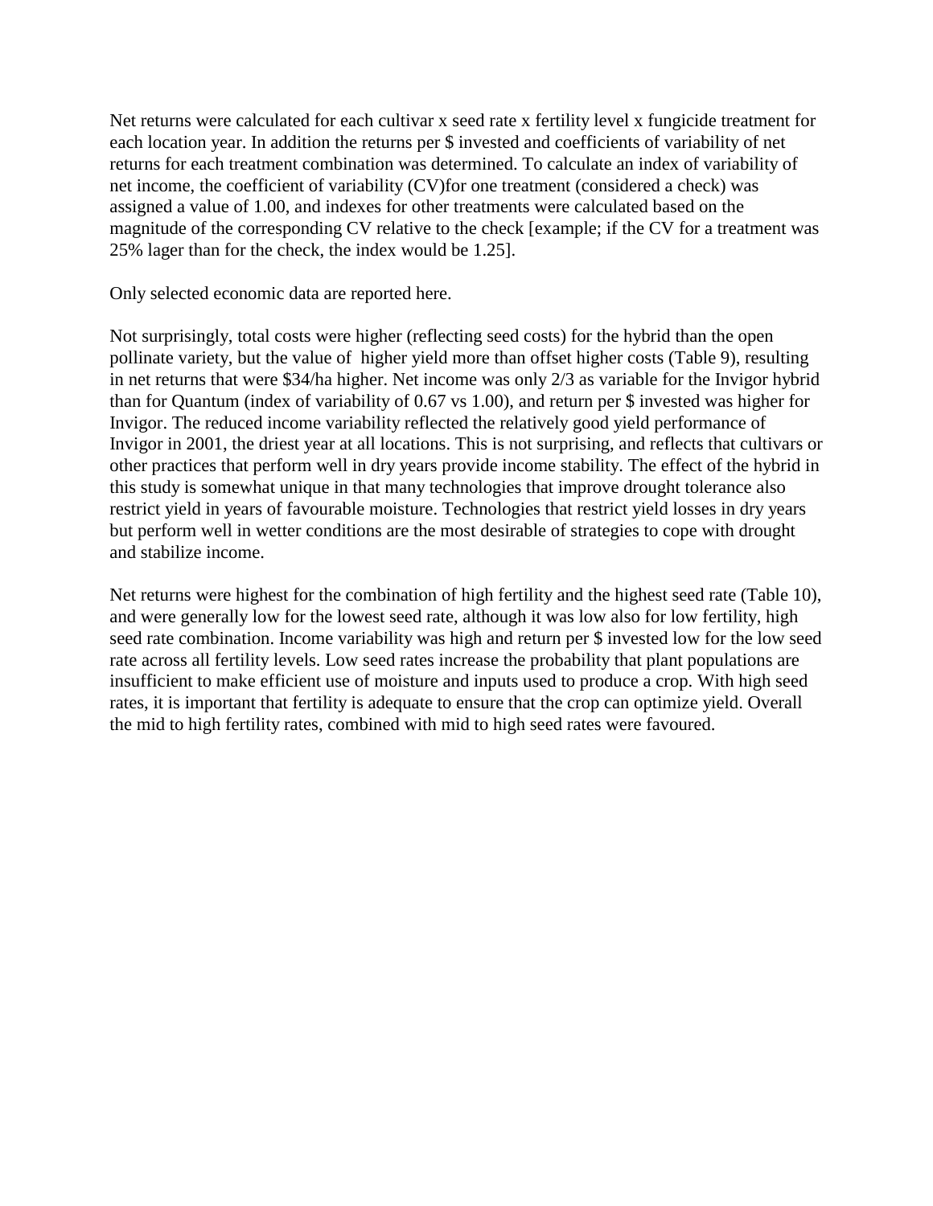Net returns were calculated for each cultivar x seed rate x fertility level x fungicide treatment for each location year. In addition the returns per $ invested and coefficients of variability of net returns for each treatment combination was determined. To calculate an index of variability of net income, the coefficient of variability (CV)for one treatment (considered a check) was assigned a value of 1.00, and indexes for other treatments were calculated based on the magnitude of the corresponding CV relative to the check [example; if the CV for a treatment was 25% lager than for the check, the index would be 1.25].

Only selected economic data are reported here.

Not surprisingly, total costs were higher (reflecting seed costs) for the hybrid than the open pollinate variety, but the value of higher yield more than offset higher costs (Table 9), resulting in net returns that were $34/ha higher. Net income was only 2/3 as variable for the Invigor hybrid than for Quantum (index of variability of 0.67 vs 1.00), and return per $ invested was higher for Invigor. The reduced income variability reflected the relatively good yield performance of Invigor in 2001, the driest year at all locations. This is not surprising, and reflects that cultivars or other practices that perform well in dry years provide income stability. The effect of the hybrid in this study is somewhat unique in that many technologies that improve drought tolerance also restrict yield in years of favourable moisture. Technologies that restrict yield losses in dry years but perform well in wetter conditions are the most desirable of strategies to cope with drought and stabilize income.

Net returns were highest for the combination of high fertility and the highest seed rate (Table 10), and were generally low for the lowest seed rate, although it was low also for low fertility, high seed rate combination. Income variability was high and return per $ invested low for the low seed rate across all fertility levels. Low seed rates increase the probability that plant populations are insufficient to make efficient use of moisture and inputs used to produce a crop. With high seed rates, it is important that fertility is adequate to ensure that the crop can optimize yield. Overall the mid to high fertility rates, combined with mid to high seed rates were favoured.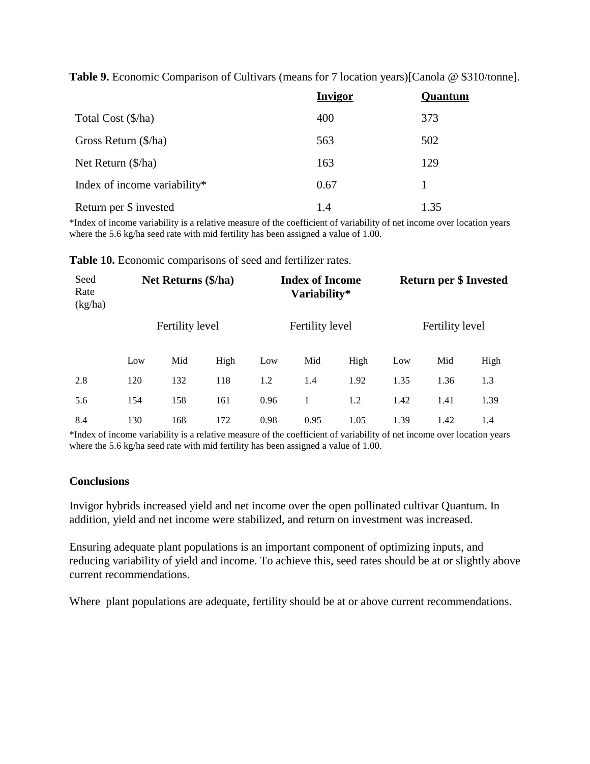**Table 9.** Economic Comparison of Cultivars (means for 7 location years)[Canola @ $310/tonne].

| | Invigor | Quantum |
|---|---|---|
| Total Cost ($/ha) | 400 | 373 |
| Gross Return ($/ha) | 563 | 502 |
| Net Return ($/ha) | 163 | 129 |
| Index of income variability* | 0.67 | 1 |
| Return per $ invested | 1.4 | 1.35 |

*Index of income variability is a relative measure of the coefficient of variability of net income over location years where the 5.6 kg/ha seed rate with mid fertility has been assigned a value of 1.00.

**Table 10.** Economic comparisons of seed and fertilizer rates.

| Seed Rate (kg/ha) | Net Returns ($/ha) | | | Index of Income Variability* | | | Return per $ Invested | | |
|---|---|---|---|---|---|---|---|---|---|
| | Fertility level | | | Fertility level | | | Fertility level | | |
| | Low | Mid | High | Low | Mid | High | Low | Mid | High |
| 2.8 | 120 | 132 | 118 | 1.2 | 1.4 | 1.92 | 1.35 | 1.36 | 1.3 |
| 5.6 | 154 | 158 | 161 | 0.96 | 1 | 1.2 | 1.42 | 1.41 | 1.39 |
| 8.4 | 130 | 168 | 172 | 0.98 | 0.95 | 1.05 | 1.39 | 1.42 | 1.4 |

*Index of income variability is a relative measure of the coefficient of variability of net income over location years where the 5.6 kg/ha seed rate with mid fertility has been assigned a value of 1.00.

## Conclusions

Invigor hybrids increased yield and net income over the open pollinated cultivar Quantum. In addition, yield and net income were stabilized, and return on investment was increased.

Ensuring adequate plant populations is an important component of optimizing inputs, and reducing variability of yield and income. To achieve this, seed rates should be at or slightly above current recommendations.

Where plant populations are adequate, fertility should be at or above current recommendations.